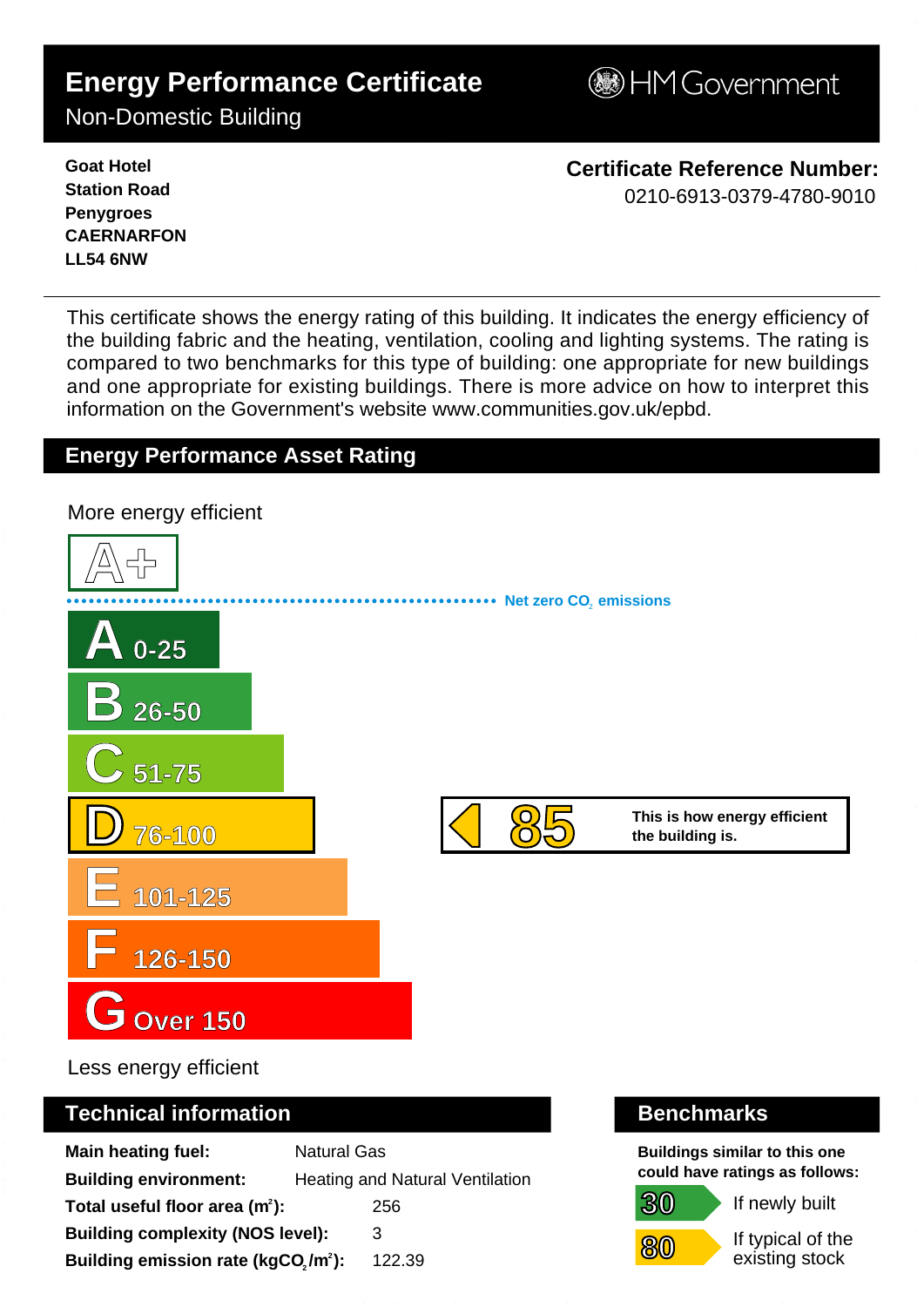# Energy Performance Certificate

Non-Domestic Building

HM Government

**Goat Hotel**
**Station Road**
**Penygroes**
**CAERNARFON**
**LL54 6NW**

**Certificate Reference Number:**
0210-6913-0379-4780-9010

This certificate shows the energy rating of this building. It indicates the energy efficiency of the building fabric and the heating, ventilation, cooling and lighting systems. The rating is compared to two benchmarks for this type of building: one appropriate for new buildings and one appropriate for existing buildings. There is more advice on how to interpret this information on the Government's website www.communities.gov.uk/epbd.

## Energy Performance Asset Rating

More energy efficient

A+

Net zero $CO_2$ emissions

- A 0-25
- B 26-50
- C 51-75
- D 76-100
- E 101-125
- F 126-150
- G Over 150

**85** — This is how energy efficient the building is.

Less energy efficient

## Technical information

| | |
|---|---|
| **Main heating fuel:** | Natural Gas |
| **Building environment:** | Heating and Natural Ventilation |
| **Total useful floor area ($m^2$):** | 256 |
| **Building complexity (NOS level):** | 3 |
| **Building emission rate ($kgCO_2/m^2$):** | 122.39 |

## Benchmarks

**Buildings similar to this one could have ratings as follows:**

| | |
|---|---|
| 30 | If newly built |
| 80 | If typical of the existing stock |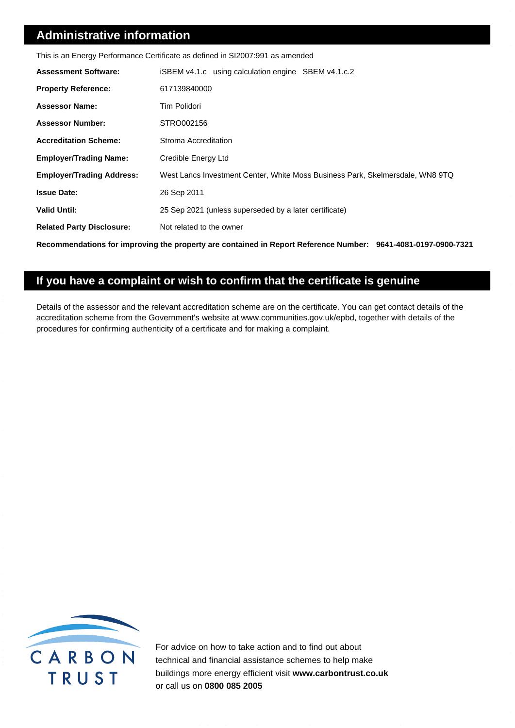## Administrative information

This is an Energy Performance Certificate as defined in SI2007:991 as amended

| | |
|---|---|
| **Assessment Software:** | iSBEM v4.1.c using calculation engine SBEM v4.1.c.2 |
| **Property Reference:** | 617139840000 |
| **Assessor Name:** | Tim Polidori |
| **Assessor Number:** | STRO002156 |
| **Accreditation Scheme:** | Stroma Accreditation |
| **Employer/Trading Name:** | Credible Energy Ltd |
| **Employer/Trading Address:** | West Lancs Investment Center, White Moss Business Park, Skelmersdale, WN8 9TQ |
| **Issue Date:** | 26 Sep 2011 |
| **Valid Until:** | 25 Sep 2021 (unless superseded by a later certificate) |
| **Related Party Disclosure:** | Not related to the owner |

**Recommendations for improving the property are contained in Report Reference Number: 9641-4081-0197-0900-7321**

## If you have a complaint or wish to confirm that the certificate is genuine

Details of the assessor and the relevant accreditation scheme are on the certificate. You can get contact details of the accreditation scheme from the Government's website at www.communities.gov.uk/epbd, together with details of the procedures for confirming authenticity of a certificate and for making a complaint.

CARBON TRUST

For advice on how to take action and to find out about technical and financial assistance schemes to help make buildings more energy efficient visit **www.carbontrust.co.uk** or call us on **0800 085 2005**